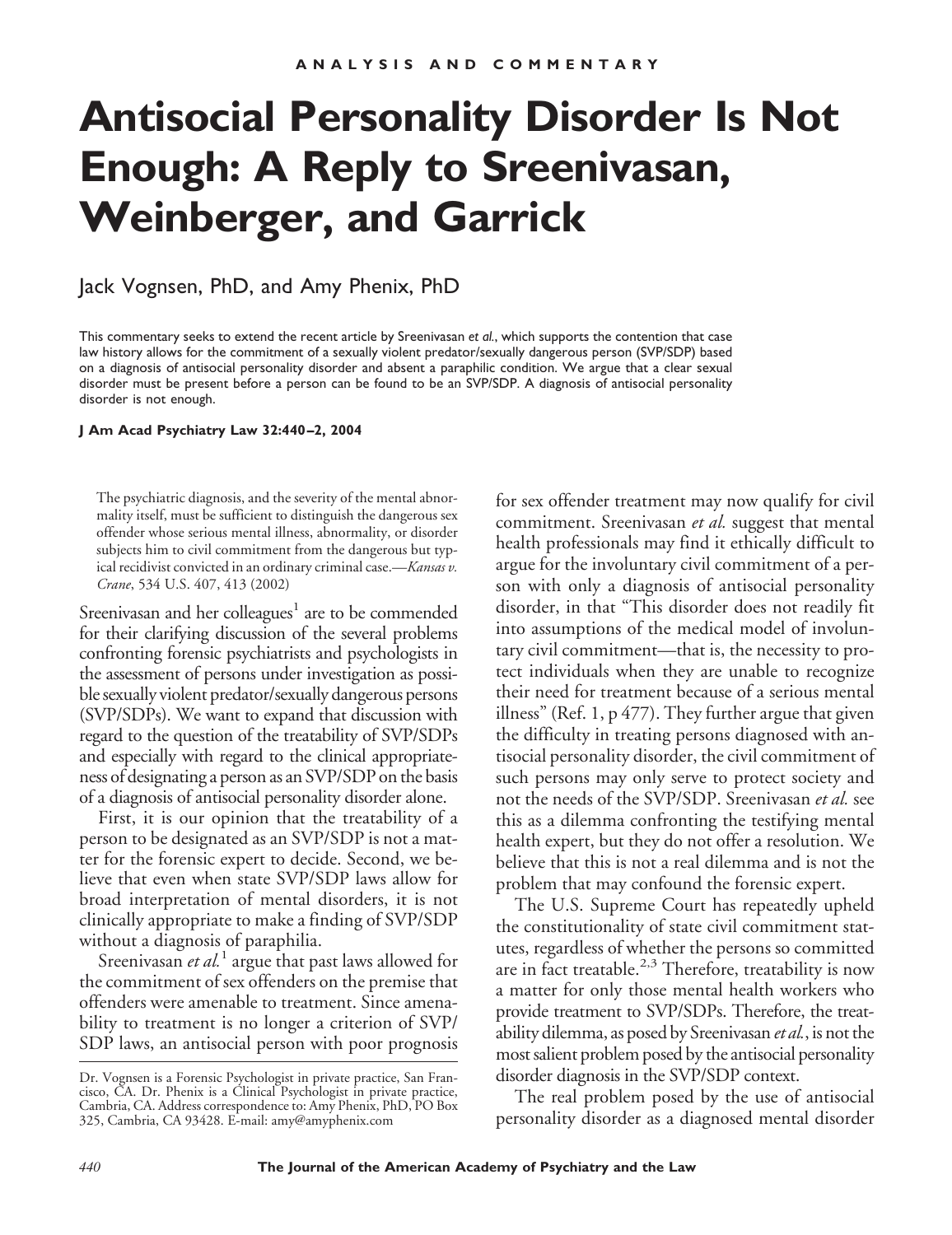ANALYSIS AND COMMENTARY

# Antisocial Personality Disorder Is Not Enough: A Reply to Sreenivasan, Weinberger, and Garrick

Jack Vognsen, PhD, and Amy Phenix, PhD

This commentary seeks to extend the recent article by Sreenivasan *et al.*, which supports the contention that case law history allows for the commitment of a sexually violent predator/sexually dangerous person (SVP/SDP) based on a diagnosis of antisocial personality disorder and absent a paraphilic condition. We argue that a clear sexual disorder must be present before a person can be found to be an SVP/SDP. A diagnosis of antisocial personality disorder is not enough.

**J Am Acad Psychiatry Law 32:440–2, 2004**

> The psychiatric diagnosis, and the severity of the mental abnormality itself, must be sufficient to distinguish the dangerous sex offender whose serious mental illness, abnormality, or disorder subjects him to civil commitment from the dangerous but typical recidivist convicted in an ordinary criminal case.—*Kansas v. Crane*, 534 U.S. 407, 413 (2002)

Sreenivasan and her colleagues[1] are to be commended for their clarifying discussion of the several problems confronting forensic psychiatrists and psychologists in the assessment of persons under investigation as possible sexually violent predator/sexually dangerous persons (SVP/SDPs). We want to expand that discussion with regard to the question of the treatability of SVP/SDPs and especially with regard to the clinical appropriateness of designating a person as an SVP/SDP on the basis of a diagnosis of antisocial personality disorder alone.

First, it is our opinion that the treatability of a person to be designated as an SVP/SDP is not a matter for the forensic expert to decide. Second, we believe that even when state SVP/SDP laws allow for broad interpretation of mental disorders, it is not clinically appropriate to make a finding of SVP/SDP without a diagnosis of paraphilia.

Sreenivasan *et al.*[1] argue that past laws allowed for the commitment of sex offenders on the premise that offenders were amenable to treatment. Since amenability to treatment is no longer a criterion of SVP/SDP laws, an antisocial person with poor prognosis for sex offender treatment may now qualify for civil commitment. Sreenivasan *et al.* suggest that mental health professionals may find it ethically difficult to argue for the involuntary civil commitment of a person with only a diagnosis of antisocial personality disorder, in that "This disorder does not readily fit into assumptions of the medical model of involuntary civil commitment—that is, the necessity to protect individuals when they are unable to recognize their need for treatment because of a serious mental illness" (Ref. 1, p 477). They further argue that given the difficulty in treating persons diagnosed with antisocial personality disorder, the civil commitment of such persons may only serve to protect society and not the needs of the SVP/SDP. Sreenivasan *et al.* see this as a dilemma confronting the testifying mental health expert, but they do not offer a resolution. We believe that this is not a real dilemma and is not the problem that may confound the forensic expert.

The U.S. Supreme Court has repeatedly upheld the constitutionality of state civil commitment statutes, regardless of whether the persons so committed are in fact treatable.[2,3] Therefore, treatability is now a matter for only those mental health workers who provide treatment to SVP/SDPs. Therefore, the treatability dilemma, as posed by Sreenivasan *et al.*, is not the most salient problem posed by the antisocial personality disorder diagnosis in the SVP/SDP context.

The real problem posed by the use of antisocial personality disorder as a diagnosed mental disorder

Dr. Vognsen is a Forensic Psychologist in private practice, San Francisco, CA. Dr. Phenix is a Clinical Psychologist in private practice, Cambria, CA. Address correspondence to: Amy Phenix, PhD, PO Box 325, Cambria, CA 93428. E-mail: amy@amyphenix.com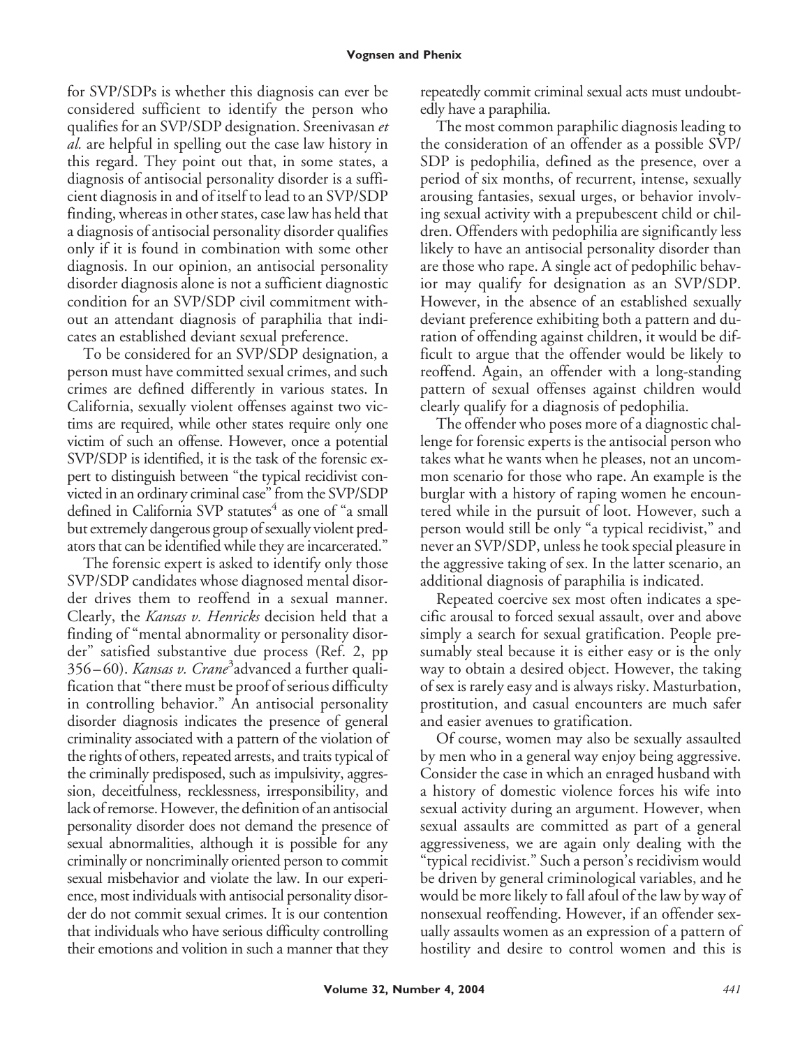for SVP/SDPs is whether this diagnosis can ever be considered sufficient to identify the person who qualifies for an SVP/SDP designation. Sreenivasan *et al.* are helpful in spelling out the case law history in this regard. They point out that, in some states, a diagnosis of antisocial personality disorder is a sufficient diagnosis in and of itself to lead to an SVP/SDP finding, whereas in other states, case law has held that a diagnosis of antisocial personality disorder qualifies only if it is found in combination with some other diagnosis. In our opinion, an antisocial personality disorder diagnosis alone is not a sufficient diagnostic condition for an SVP/SDP civil commitment without an attendant diagnosis of paraphilia that indicates an established deviant sexual preference.

To be considered for an SVP/SDP designation, a person must have committed sexual crimes, and such crimes are defined differently in various states. In California, sexually violent offenses against two victims are required, while other states require only one victim of such an offense. However, once a potential SVP/SDP is identified, it is the task of the forensic expert to distinguish between "the typical recidivist convicted in an ordinary criminal case" from the SVP/SDP defined in California SVP statutes[4] as one of "a small but extremely dangerous group of sexually violent predators that can be identified while they are incarcerated."

The forensic expert is asked to identify only those SVP/SDP candidates whose diagnosed mental disorder drives them to reoffend in a sexual manner. Clearly, the *Kansas v. Henricks* decision held that a finding of "mental abnormality or personality disorder" satisfied substantive due process (Ref. 2, pp 356–60). *Kansas v. Crane*[3] advanced a further qualification that "there must be proof of serious difficulty in controlling behavior." An antisocial personality disorder diagnosis indicates the presence of general criminality associated with a pattern of the violation of the rights of others, repeated arrests, and traits typical of the criminally predisposed, such as impulsivity, aggression, deceitfulness, recklessness, irresponsibility, and lack of remorse. However, the definition of an antisocial personality disorder does not demand the presence of sexual abnormalities, although it is possible for any criminally or noncriminally oriented person to commit sexual misbehavior and violate the law. In our experience, most individuals with antisocial personality disorder do not commit sexual crimes. It is our contention that individuals who have serious difficulty controlling their emotions and volition in such a manner that they repeatedly commit criminal sexual acts must undoubtedly have a paraphilia.

The most common paraphilic diagnosis leading to the consideration of an offender as a possible SVP/SDP is pedophilia, defined as the presence, over a period of six months, of recurrent, intense, sexually arousing fantasies, sexual urges, or behavior involving sexual activity with a prepubescent child or children. Offenders with pedophilia are significantly less likely to have an antisocial personality disorder than are those who rape. A single act of pedophilic behavior may qualify for designation as an SVP/SDP. However, in the absence of an established sexually deviant preference exhibiting both a pattern and duration of offending against children, it would be difficult to argue that the offender would be likely to reoffend. Again, an offender with a long-standing pattern of sexual offenses against children would clearly qualify for a diagnosis of pedophilia.

The offender who poses more of a diagnostic challenge for forensic experts is the antisocial person who takes what he wants when he pleases, not an uncommon scenario for those who rape. An example is the burglar with a history of raping women he encountered while in the pursuit of loot. However, such a person would still be only "a typical recidivist," and never an SVP/SDP, unless he took special pleasure in the aggressive taking of sex. In the latter scenario, an additional diagnosis of paraphilia is indicated.

Repeated coercive sex most often indicates a specific arousal to forced sexual assault, over and above simply a search for sexual gratification. People presumably steal because it is either easy or is the only way to obtain a desired object. However, the taking of sex is rarely easy and is always risky. Masturbation, prostitution, and casual encounters are much safer and easier avenues to gratification.

Of course, women may also be sexually assaulted by men who in a general way enjoy being aggressive. Consider the case in which an enraged husband with a history of domestic violence forces his wife into sexual activity during an argument. However, when sexual assaults are committed as part of a general aggressiveness, we are again only dealing with the "typical recidivist." Such a person's recidivism would be driven by general criminological variables, and he would be more likely to fall afoul of the law by way of nonsexual reoffending. However, if an offender sexually assaults women as an expression of a pattern of hostility and desire to control women and this is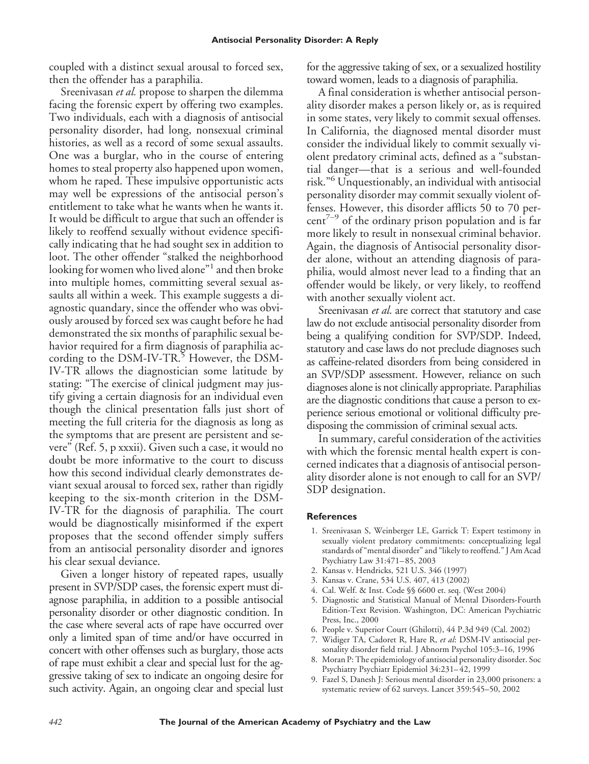coupled with a distinct sexual arousal to forced sex, then the offender has a paraphilia.

Sreenivasan *et al.* propose to sharpen the dilemma facing the forensic expert by offering two examples. Two individuals, each with a diagnosis of antisocial personality disorder, had long, nonsexual criminal histories, as well as a record of some sexual assaults. One was a burglar, who in the course of entering homes to steal property also happened upon women, whom he raped. These impulsive opportunistic acts may well be expressions of the antisocial person's entitlement to take what he wants when he wants it. It would be difficult to argue that such an offender is likely to reoffend sexually without evidence specifically indicating that he had sought sex in addition to loot. The other offender "stalked the neighborhood looking for women who lived alone"[1] and then broke into multiple homes, committing several sexual assaults all within a week. This example suggests a diagnostic quandary, since the offender who was obviously aroused by forced sex was caught before he had demonstrated the six months of paraphilic sexual behavior required for a firm diagnosis of paraphilia according to the DSM-IV-TR.[5] However, the DSM-IV-TR allows the diagnostician some latitude by stating: "The exercise of clinical judgment may justify giving a certain diagnosis for an individual even though the clinical presentation falls just short of meeting the full criteria for the diagnosis as long as the symptoms that are present are persistent and severe" (Ref. 5, p xxxii). Given such a case, it would no doubt be more informative to the court to discuss how this second individual clearly demonstrates deviant sexual arousal to forced sex, rather than rigidly keeping to the six-month criterion in the DSM-IV-TR for the diagnosis of paraphilia. The court would be diagnostically misinformed if the expert proposes that the second offender simply suffers from an antisocial personality disorder and ignores his clear sexual deviance.

Given a longer history of repeated rapes, usually present in SVP/SDP cases, the forensic expert must diagnose paraphilia, in addition to a possible antisocial personality disorder or other diagnostic condition. In the case where several acts of rape have occurred over only a limited span of time and/or have occurred in concert with other offenses such as burglary, those acts of rape must exhibit a clear and special lust for the aggressive taking of sex to indicate an ongoing desire for such activity. Again, an ongoing clear and special lust for the aggressive taking of sex, or a sexualized hostility toward women, leads to a diagnosis of paraphilia.

A final consideration is whether antisocial personality disorder makes a person likely or, as is required in some states, very likely to commit sexual offenses. In California, the diagnosed mental disorder must consider the individual likely to commit sexually violent predatory criminal acts, defined as a "substantial danger—that is a serious and well-founded risk."[6] Unquestionably, an individual with antisocial personality disorder may commit sexually violent offenses. However, this disorder afflicts 50 to 70 percent[7–9] of the ordinary prison population and is far more likely to result in nonsexual criminal behavior. Again, the diagnosis of Antisocial personality disorder alone, without an attending diagnosis of paraphilia, would almost never lead to a finding that an offender would be likely, or very likely, to reoffend with another sexually violent act.

Sreenivasan *et al*. are correct that statutory and case law do not exclude antisocial personality disorder from being a qualifying condition for SVP/SDP. Indeed, statutory and case laws do not preclude diagnoses such as caffeine-related disorders from being considered in an SVP/SDP assessment. However, reliance on such diagnoses alone is not clinically appropriate. Paraphilias are the diagnostic conditions that cause a person to experience serious emotional or volitional difficulty predisposing the commission of criminal sexual acts.

In summary, careful consideration of the activities with which the forensic mental health expert is concerned indicates that a diagnosis of antisocial personality disorder alone is not enough to call for an SVP/SDP designation.

## References

1. Sreenivasan S, Weinberger LE, Garrick T: Expert testimony in sexually violent predatory commitments: conceptualizing legal standards of "mental disorder" and "likely to reoffend." J Am Acad Psychiatry Law 31:471–85, 2003
2. Kansas v. Hendricks, 521 U.S. 346 (1997)
3. Kansas v. Crane, 534 U.S. 407, 413 (2002)
4. Cal. Welf. & Inst. Code §§ 6600 et. seq. (West 2004)
5. Diagnostic and Statistical Manual of Mental Disorders-Fourth Edition-Text Revision. Washington, DC: American Psychiatric Press, Inc., 2000
6. People v. Superior Court (Ghilotti), 44 P.3d 949 (Cal. 2002)
7. Widiger TA, Cadoret R, Hare R, *et al*: DSM-IV antisocial personality disorder field trial. J Abnorm Psychol 105:3–16, 1996
8. Moran P: The epidemiology of antisocial personality disorder. Soc Psychiatry Psychiatr Epidemiol 34:231–42, 1999
9. Fazel S, Danesh J: Serious mental disorder in 23,000 prisoners: a systematic review of 62 surveys. Lancet 359:545–50, 2002